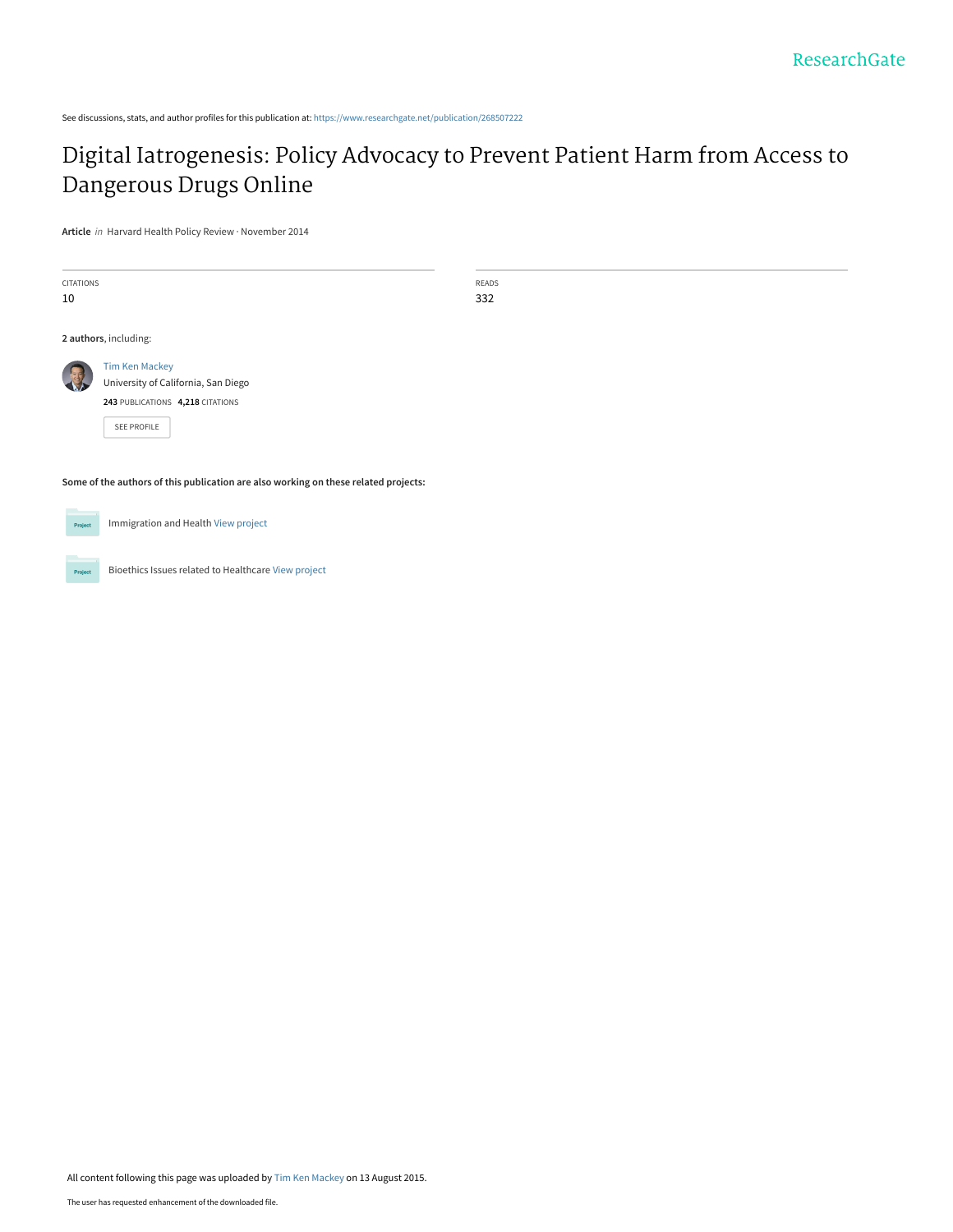See discussions, stats, and author profiles for this publication at: https://www.researchgate.net/publication/268507222

# Digital Iatrogenesis: Policy Advocacy to Prevent Patient Harm from Access to Dangerous Drugs Online

**Article** *in* Harvard Health Policy Review · November 2014

CITATIONS
10

READS
332

**2 authors**, including:

Tim Ken Mackey
University of California, San Diego
**243** PUBLICATIONS **4,218** CITATIONS

SEE PROFILE

**Some of the authors of this publication are also working on these related projects:**

Immigration and Health View project

Bioethics Issues related to Healthcare View project

All content following this page was uploaded by Tim Ken Mackey on 13 August 2015.

The user has requested enhancement of the downloaded file.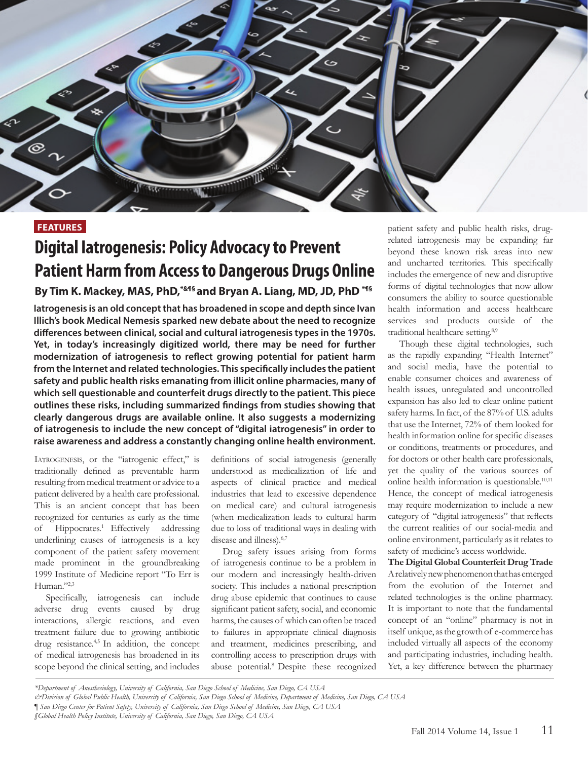FEATURES

# Digital Iatrogenesis: Policy Advocacy to Prevent Patient Harm from Access to Dangerous Drugs Online

**By Tim K. Mackey, MAS, PhD,[*&¶§] and Bryan A. Liang, MD, JD, PhD [*¶§]**

**Iatrogenesis is an old concept that has broadened in scope and depth since Ivan Illich's book Medical Nemesis sparked new debate about the need to recognize differences between clinical, social and cultural iatrogenesis types in the 1970s. Yet, in today's increasingly digitized world, there may be need for further modernization of iatrogenesis to reflect growing potential for patient harm from the Internet and related technologies. This specifically includes the patient safety and public health risks emanating from illicit online pharmacies, many of which sell questionable and counterfeit drugs directly to the patient. This piece outlines these risks, including summarized findings from studies showing that clearly dangerous drugs are available online. It also suggests a modernizing of iatrogenesis to include the new concept of "digital iatrogenesis" in order to raise awareness and address a constantly changing online health environment.**

Iatrogenesis, or the "iatrogenic effect," is traditionally defined as preventable harm resulting from medical treatment or advice to a patient delivered by a health care professional. This is an ancient concept that has been recognized for centuries as early as the time of Hippocrates.[1] Effectively addressing underlining causes of iatrogenesis is a key component of the patient safety movement made prominent in the groundbreaking 1999 Institute of Medicine report "To Err is Human."[2,3]

Specifically, iatrogenesis can include adverse drug events caused by drug interactions, allergic reactions, and even treatment failure due to growing antibiotic drug resistance.[4,5] In addition, the concept of medical iatrogenesis has broadened in its scope beyond the clinical setting, and includes definitions of social iatrogenesis (generally understood as medicalization of life and aspects of clinical practice and medical industries that lead to excessive dependence on medical care) and cultural iatrogenesis (when medicalization leads to cultural harm due to loss of traditional ways in dealing with disease and illness).[6,7]

Drug safety issues arising from forms of iatrogenesis continue to be a problem in our modern and increasingly health-driven society. This includes a national prescription drug abuse epidemic that continues to cause significant patient safety, social, and economic harms, the causes of which can often be traced to failures in appropriate clinical diagnosis and treatment, medicines prescribing, and controlling access to prescription drugs with abuse potential.[8] Despite these recognized patient safety and public health risks, drug-related iatrogenesis may be expanding far beyond these known risk areas into new and uncharted territories. This specifically includes the emergence of new and disruptive forms of digital technologies that now allow consumers the ability to source questionable health information and access healthcare services and products outside of the traditional healthcare setting.[8,9]

Though these digital technologies, such as the rapidly expanding "Health Internet" and social media, have the potential to enable consumer choices and awareness of health issues, unregulated and uncontrolled expansion has also led to clear online patient safety harms. In fact, of the 87% of U.S. adults that use the Internet, 72% of them looked for health information online for specific diseases or conditions, treatments or procedures, and for doctors or other health care professionals, yet the quality of the various sources of online health information is questionable.[10,11] Hence, the concept of medical iatrogenesis may require modernization to include a new category of "digital iatrogenesis" that reflects the current realities of our social-media and online environment, particularly as it relates to safety of medicine's access worldwide.

**The Digital Global Counterfeit Drug Trade**

A relatively new phenomenon that has emerged from the evolution of the Internet and related technologies is the online pharmacy. It is important to note that the fundamental concept of an "online" pharmacy is not in itself unique, as the growth of e-commerce has included virtually all aspects of the economy and participating industries, including health. Yet, a key difference between the pharmacy

*Department of Anesthesiology, University of California, San Diego School of Medicine, San Diego, CA USA
&Division of Global Public Health, University of California, San Diego School of Medicine, Department of Medicine, San Diego, CA USA
¶ San Diego Center for Patient Safety, University of California, San Diego School of Medicine, San Diego, CA USA
§Global Health Policy Institute, University of California, San Diego, San Diego, CA USA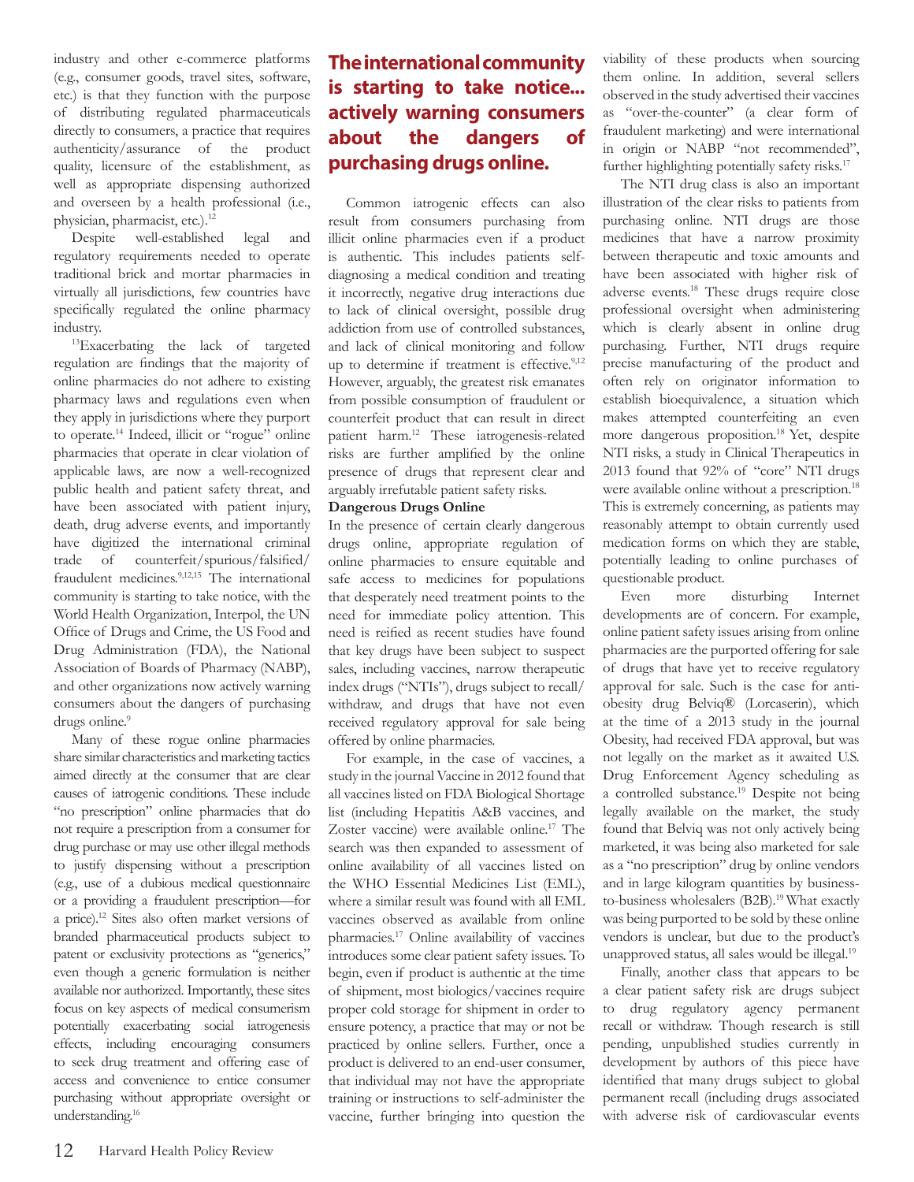industry and other e-commerce platforms (e.g., consumer goods, travel sites, software, etc.) is that they function with the purpose of distributing regulated pharmaceuticals directly to consumers, a practice that requires authenticity/assurance of the product quality, licensure of the establishment, as well as appropriate dispensing authorized and overseen by a health professional (i.e., physician, pharmacist, etc.).[12]

Despite well-established legal and regulatory requirements needed to operate traditional brick and mortar pharmacies in virtually all jurisdictions, few countries have specifically regulated the online pharmacy industry.

[13]Exacerbating the lack of targeted regulation are findings that the majority of online pharmacies do not adhere to existing pharmacy laws and regulations even when they apply in jurisdictions where they purport to operate.[14] Indeed, illicit or "rogue" online pharmacies that operate in clear violation of applicable laws, are now a well-recognized public health and patient safety threat, and have been associated with patient injury, death, drug adverse events, and importantly have digitized the international criminal trade of counterfeit/spurious/falsified/fraudulent medicines.[9,12,15] The international community is starting to take notice, with the World Health Organization, Interpol, the UN Office of Drugs and Crime, the US Food and Drug Administration (FDA), the National Association of Boards of Pharmacy (NABP), and other organizations now actively warning consumers about the dangers of purchasing drugs online.[9]

Many of these rogue online pharmacies share similar characteristics and marketing tactics aimed directly at the consumer that are clear causes of iatrogenic conditions. These include "no prescription" online pharmacies that do not require a prescription from a consumer for drug purchase or may use other illegal methods to justify dispensing without a prescription (e.g., use of a dubious medical questionnaire or a providing a fraudulent prescription—for a price).[12] Sites also often market versions of branded pharmaceutical products subject to patent or exclusivity protections as "generics," even though a generic formulation is neither available nor authorized. Importantly, these sites focus on key aspects of medical consumerism potentially exacerbating social iatrogenesis effects, including encouraging consumers to seek drug treatment and offering ease of access and convenience to entice consumer purchasing without appropriate oversight or understanding.[16]

**The international community is starting to take notice... actively warning consumers about the dangers of purchasing drugs online.**

Common iatrogenic effects can also result from consumers purchasing from illicit online pharmacies even if a product is authentic. This includes patients self-diagnosing a medical condition and treating it incorrectly, negative drug interactions due to lack of clinical oversight, possible drug addiction from use of controlled substances, and lack of clinical monitoring and follow up to determine if treatment is effective.[9,12] However, arguably, the greatest risk emanates from possible consumption of fraudulent or counterfeit product that can result in direct patient harm.[12] These iatrogenesis-related risks are further amplified by the online presence of drugs that represent clear and arguably irrefutable patient safety risks.

**Dangerous Drugs Online**

In the presence of certain clearly dangerous drugs online, appropriate regulation of online pharmacies to ensure equitable and safe access to medicines for populations that desperately need treatment points to the need for immediate policy attention. This need is reified as recent studies have found that key drugs have been subject to suspect sales, including vaccines, narrow therapeutic index drugs ("NTIs"), drugs subject to recall/withdraw, and drugs that have not even received regulatory approval for sale being offered by online pharmacies.

For example, in the case of vaccines, a study in the journal Vaccine in 2012 found that all vaccines listed on FDA Biological Shortage list (including Hepatitis A&B vaccines, and Zoster vaccine) were available online.[17] The search was then expanded to assessment of online availability of all vaccines listed on the WHO Essential Medicines List (EML), where a similar result was found with all EML vaccines observed as available from online pharmacies.[17] Online availability of vaccines introduces some clear patient safety issues. To begin, even if product is authentic at the time of shipment, most biologics/vaccines require proper cold storage for shipment in order to ensure potency, a practice that may or not be practiced by online sellers. Further, once a product is delivered to an end-user consumer, that individual may not have the appropriate training or instructions to self-administer the vaccine, further bringing into question the viability of these products when sourcing them online. In addition, several sellers observed in the study advertised their vaccines as "over-the-counter" (a clear form of fraudulent marketing) and were international in origin or NABP "not recommended", further highlighting potentially safety risks.[17]

The NTI drug class is also an important illustration of the clear risks to patients from purchasing online. NTI drugs are those medicines that have a narrow proximity between therapeutic and toxic amounts and have been associated with higher risk of adverse events.[18] These drugs require close professional oversight when administering which is clearly absent in online drug purchasing. Further, NTI drugs require precise manufacturing of the product and often rely on originator information to establish bioequivalence, a situation which makes attempted counterfeiting an even more dangerous proposition.[18] Yet, despite NTI risks, a study in Clinical Therapeutics in 2013 found that 92% of "core" NTI drugs were available online without a prescription.[18] This is extremely concerning, as patients may reasonably attempt to obtain currently used medication forms on which they are stable, potentially leading to online purchases of questionable product.

Even more disturbing Internet developments are of concern. For example, online patient safety issues arising from online pharmacies are the purported offering for sale of drugs that have yet to receive regulatory approval for sale. Such is the case for anti-obesity drug Belviq® (Lorcaserin), which at the time of a 2013 study in the journal Obesity, had received FDA approval, but was not legally on the market as it awaited U.S. Drug Enforcement Agency scheduling as a controlled substance.[19] Despite not being legally available on the market, the study found that Belviq was not only actively being marketed, it was being also marketed for sale as a "no prescription" drug by online vendors and in large kilogram quantities by business-to-business wholesalers (B2B).[19] What exactly was being purported to be sold by these online vendors is unclear, but due to the product's unapproved status, all sales would be illegal.[19]

Finally, another class that appears to be a clear patient safety risk are drugs subject to drug regulatory agency permanent recall or withdraw. Though research is still pending, unpublished studies currently in development by authors of this piece have identified that many drugs subject to global permanent recall (including drugs associated with adverse risk of cardiovascular events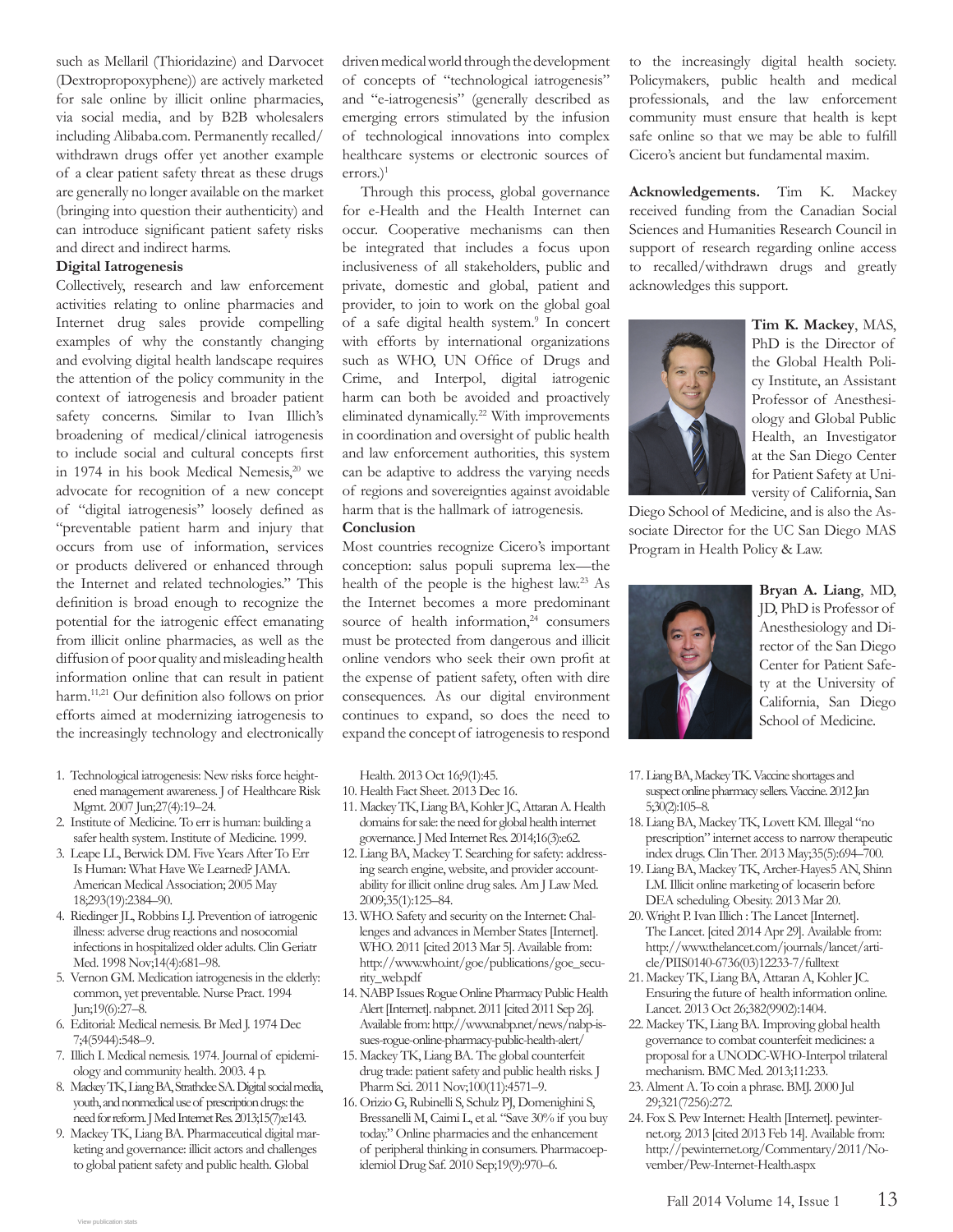such as Mellaril (Thioridazine) and Darvocet (Dextropropoxyphene)) are actively marketed for sale online by illicit online pharmacies, via social media, and by B2B wholesalers including Alibaba.com. Permanently recalled/withdrawn drugs offer yet another example of a clear patient safety threat as these drugs are generally no longer available on the market (bringing into question their authenticity) and can introduce significant patient safety risks and direct and indirect harms.

**Digital Iatrogenesis**

Collectively, research and law enforcement activities relating to online pharmacies and Internet drug sales provide compelling examples of why the constantly changing and evolving digital health landscape requires the attention of the policy community in the context of iatrogenesis and broader patient safety concerns. Similar to Ivan Illich's broadening of medical/clinical iatrogenesis to include social and cultural concepts first in 1974 in his book Medical Nemesis,[20] we advocate for recognition of a new concept of "digital iatrogenesis" loosely defined as "preventable patient harm and injury that occurs from use of information, services or products delivered or enhanced through the Internet and related technologies." This definition is broad enough to recognize the potential for the iatrogenic effect emanating from illicit online pharmacies, as well as the diffusion of poor quality and misleading health information online that can result in patient harm.[11,21] Our definition also follows on prior efforts aimed at modernizing iatrogenesis to the increasingly technology and electronically driven medical world through the development of concepts of "technological iatrogenesis" and "e-iatrogenesis" (generally described as emerging errors stimulated by the infusion of technological innovations into complex healthcare systems or electronic sources of errors.)[1]

Through this process, global governance for e-Health and the Health Internet can occur. Cooperative mechanisms can then be integrated that includes a focus upon inclusiveness of all stakeholders, public and private, domestic and global, patient and provider, to join to work on the global goal of a safe digital health system.[9] In concert with efforts by international organizations such as WHO, UN Office of Drugs and Crime, and Interpol, digital iatrogenic harm can both be avoided and proactively eliminated dynamically.[22] With improvements in coordination and oversight of public health and law enforcement authorities, this system can be adaptive to address the varying needs of regions and sovereignties against avoidable harm that is the hallmark of iatrogenesis.

**Conclusion**

Most countries recognize Cicero's important conception: salus populi suprema lex—the health of the people is the highest law.[23] As the Internet becomes a more predominant source of health information,[24] consumers must be protected from dangerous and illicit online vendors who seek their own profit at the expense of patient safety, often with dire consequences. As our digital environment continues to expand, so does the need to expand the concept of iatrogenesis to respond to the increasingly digital health society. Policymakers, public health and medical professionals, and the law enforcement community must ensure that health is kept safe online so that we may be able to fulfill Cicero's ancient but fundamental maxim.

**Acknowledgements.** Tim K. Mackey received funding from the Canadian Social Sciences and Humanities Research Council in support of research regarding online access to recalled/withdrawn drugs and greatly acknowledges this support.

**Tim K. Mackey**, MAS, PhD is the Director of the Global Health Policy Institute, an Assistant Professor of Anesthesiology and Global Public Health, an Investigator at the San Diego Center for Patient Safety at University of California, San Diego School of Medicine, and is also the Associate Director for the UC San Diego MAS Program in Health Policy & Law.

**Bryan A. Liang**, MD, JD, PhD is Professor of Anesthesiology and Director of the San Diego Center for Patient Safety at the University of California, San Diego School of Medicine.

1. Technological iatrogenesis: New risks force heightened management awareness. J of Healthcare Risk Mgmt. 2007 Jun;27(4):19–24.
2. Institute of Medicine. To err is human: building a safer health system. Institute of Medicine. 1999.
3. Leape LL, Berwick DM. Five Years After To Err Is Human: What Have We Learned? JAMA. American Medical Association; 2005 May 18;293(19):2384–90.
4. Riedinger JL, Robbins LJ. Prevention of iatrogenic illness: adverse drug reactions and nosocomial infections in hospitalized older adults. Clin Geriatr Med. 1998 Nov;14(4):681–98.
5. Vernon GM. Medication iatrogenesis in the elderly: common, yet preventable. Nurse Pract. 1994 Jun;19(6):27–8.
6. Editorial: Medical nemesis. Br Med J. 1974 Dec 7;4(5944):548–9.
7. Illich I. Medical nemesis. 1974. Journal of epidemiology and community health. 2003. 4 p.
8. Mackey TK, Liang BA, Strathdee SA. Digital social media, youth, and nonmedical use of prescription drugs: the need for reform. J Med Internet Res. 2013;15(7):e143.
9. Mackey TK, Liang BA. Pharmaceutical digital marketing and governance: illicit actors and challenges to global patient safety and public health. Global Health. 2013 Oct 16;9(1):45.
10. Health Fact Sheet. 2013 Dec 16.
11. Mackey TK, Liang BA, Kohler JC, Attaran A. Health domains for sale: the need for global health internet governance. J Med Internet Res. 2014;16(3):e62.
12. Liang BA, Mackey T. Searching for safety: addressing search engine, website, and provider accountability for illicit online drug sales. Am J Law Med. 2009;35(1):125–84.
13. WHO. Safety and security on the Internet: Challenges and advances in Member States [Internet]. WHO. 2011 [cited 2013 Mar 5]. Available from: http://www.who.int/goe/publications/goe_security_web.pdf
14. NABP Issues Rogue Online Pharmacy Public Health Alert [Internet]. nabp.net. 2011 [cited 2011 Sep 26]. Available from: http://www.nabp.net/news/nabp-issues-rogue-online-pharmacy-public-health-alert/
15. Mackey TK, Liang BA. The global counterfeit drug trade: patient safety and public health risks. J Pharm Sci. 2011 Nov;100(11):4571–9.
16. Orizio G, Rubinelli S, Schulz PJ, Domenighini S, Bressanelli M, Caimi L, et al. "Save 30% if you buy today." Online pharmacies and the enhancement of peripheral thinking in consumers. Pharmacoepidemiol Drug Saf. 2010 Sep;19(9):970–6.
17. Liang BA, Mackey TK. Vaccine shortages and suspect online pharmacy sellers. Vaccine. 2012 Jan 5;30(2):105–8.
18. Liang BA, Mackey TK, Lovett KM. Illegal "no prescription" internet access to narrow therapeutic index drugs. Clin Ther. 2013 May;35(5):694–700.
19. Liang BA, Mackey TK, Archer-Hayes5 AN, Shinn LM. Illicit online marketing of locaserin before DEA scheduling. Obesity. 2013 Mar 20.
20. Wright P. Ivan Illich : The Lancet [Internet]. The Lancet. [cited 2014 Apr 29]. Available from: http://www.thelancet.com/journals/lancet/article/PIIS0140-6736(03)12233-7/fulltext
21. Mackey TK, Liang BA, Attaran A, Kohler JC. Ensuring the future of health information online. Lancet. 2013 Oct 26;382(9902):1404.
22. Mackey TK, Liang BA. Improving global health governance to combat counterfeit medicines: a proposal for a UNODC-WHO-Interpol trilateral mechanism. BMC Med. 2013;11:233.
23. Alment A. To coin a phrase. BMJ. 2000 Jul 29;321(7256):272.
24. Fox S. Pew Internet: Health [Internet]. pewinternet.org. 2013 [cited 2013 Feb 14]. Available from: http://pewinternet.org/Commentary/2011/November/Pew-Internet-Health.aspx